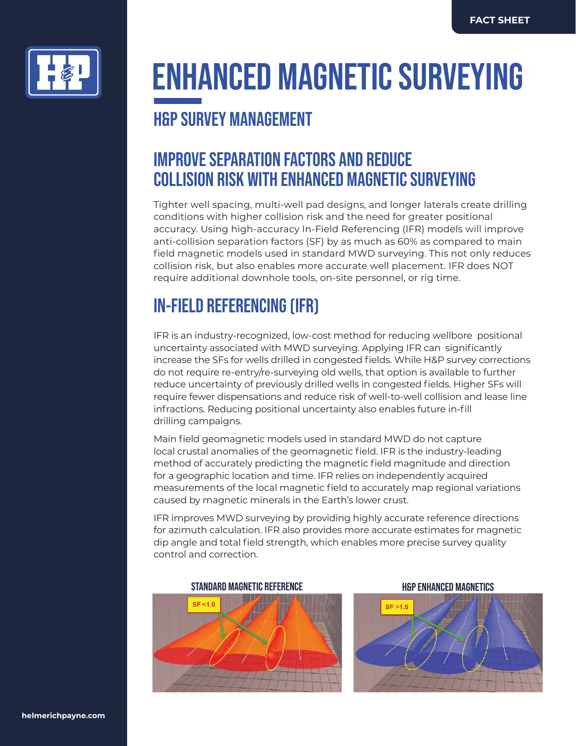FACT SHEET

# ENHANCED MAGNETIC SURVEYING

## H&P SURVEY MANAGEMENT

## IMPROVE SEPARATION FACTORS AND REDUCE COLLISION RISK WITH ENHANCED MAGNETIC SURVEYING

Tighter well spacing, multi-well pad designs, and longer laterals create drilling conditions with higher collision risk and the need for greater positional accuracy. Using high-accuracy In-Field Referencing (IFR) models will improve anti-collision separation factors (SF) by as much as 60% as compared to main field magnetic models used in standard MWD surveying. This not only reduces collision risk, but also enables more accurate well placement. IFR does NOT require additional downhole tools, on-site personnel, or rig time.

## IN-FIELD REFERENCING (IFR)

IFR is an industry-recognized, low-cost method for reducing wellbore positional uncertainty associated with MWD surveying. Applying IFR can significantly increase the SFs for wells drilled in congested fields. While H&P survey corrections do not require re-entry/re-surveying old wells, that option is available to further reduce uncertainty of previously drilled wells in congested fields. Higher SFs will require fewer dispensations and reduce risk of well-to-well collision and lease line infractions. Reducing positional uncertainty also enables future in-fill drilling campaigns.

Main field geomagnetic models used in standard MWD do not capture local crustal anomalies of the geomagnetic field. IFR is the industry-leading method of accurately predicting the magnetic field magnitude and direction for a geographic location and time. IFR relies on independently acquired measurements of the local magnetic field to accurately map regional variations caused by magnetic minerals in the Earth's lower crust.

IFR improves MWD surveying by providing highly accurate reference directions for azimuth calculation. IFR also provides more accurate estimates for magnetic dip angle and total field strength, which enables more precise survey quality control and correction.

**STANDARD MAGNETIC REFERENCE**

SF <1.0

**H&P ENHANCED MAGNETICS**

SF >1.5

helmerichpayne.com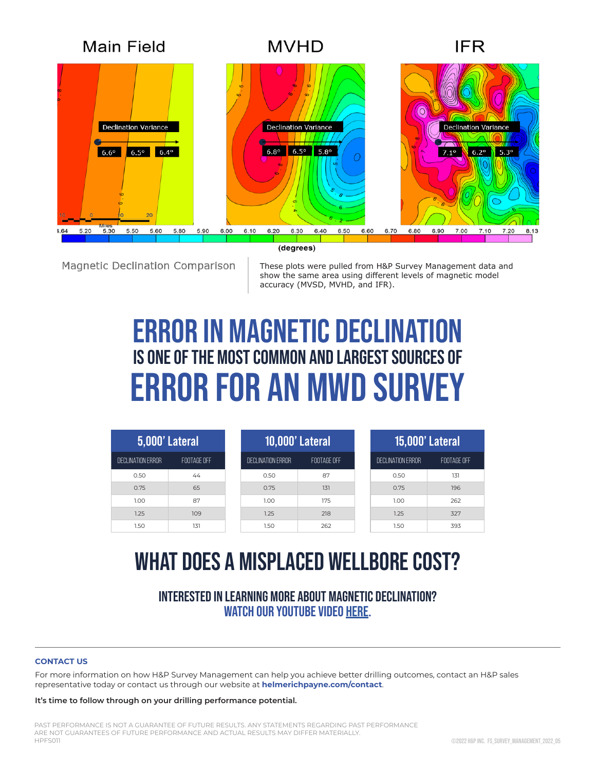Main Field

MVHD

IFR

Declination Variance

6.6° 6.5° 6.4°

Declination Variance

6.8° 6.5° 5.8°

Declination Variance

7.1° 6.2° 5.3°

Miles

10 0 10 20

4.64 5.20 5.30 5.50 5.60 5.80 5.90 6.00 6.10 6.20 6.30 6.40 6.50 6.60 6.70 6.80 6.90 7.00 7.10 7.20 8.13

(degrees)

Magnetic Declination Comparison

These plots were pulled from H&P Survey Management data and show the same area using different levels of magnetic model accuracy (MVSD, MVHD, and IFR).

# ERROR IN MAGNETIC DECLINATION IS ONE OF THE MOST COMMON AND LARGEST SOURCES OF ERROR FOR AN MWD SURVEY

| 5,000' Lateral | |
|---|---|
| DECLINATION ERROR | FOOTAGE OFF |
| 0.50 | 44 |
| 0.75 | 65 |
| 1.00 | 87 |
| 1.25 | 109 |
| 1.50 | 131 |

| 10,000' Lateral | |
|---|---|
| DECLINATION ERROR | FOOTAGE OFF |
| 0.50 | 87 |
| 0.75 | 131 |
| 1.00 | 175 |
| 1.25 | 218 |
| 1.50 | 262 |

| 15,000' Lateral | |
|---|---|
| DECLINATION ERROR | FOOTAGE OFF |
| 0.50 | 131 |
| 0.75 | 196 |
| 1.00 | 262 |
| 1.25 | 327 |
| 1.50 | 393 |

# WHAT DOES A MISPLACED WELLBORE COST?

## INTERESTED IN LEARNING MORE ABOUT MAGNETIC DECLINATION? WATCH OUR YOUTUBE VIDEO HERE.

**CONTACT US**

For more information on how H&P Survey Management can help you achieve better drilling outcomes, contact an H&P sales representative today or contact us through our website at **helmerichpayne.com/contact**.

**It's time to follow through on your drilling performance potential.**

PAST PERFORMANCE IS NOT A GUARANTEE OF FUTURE RESULTS. ANY STATEMENTS REGARDING PAST PERFORMANCE ARE NOT GUARANTEES OF FUTURE PERFORMANCE AND ACTUAL RESULTS MAY DIFFER MATERIALLY.
HPFS011

©2022 HGP INC. FS_SURVEY_MANAGEMENT_2022_05